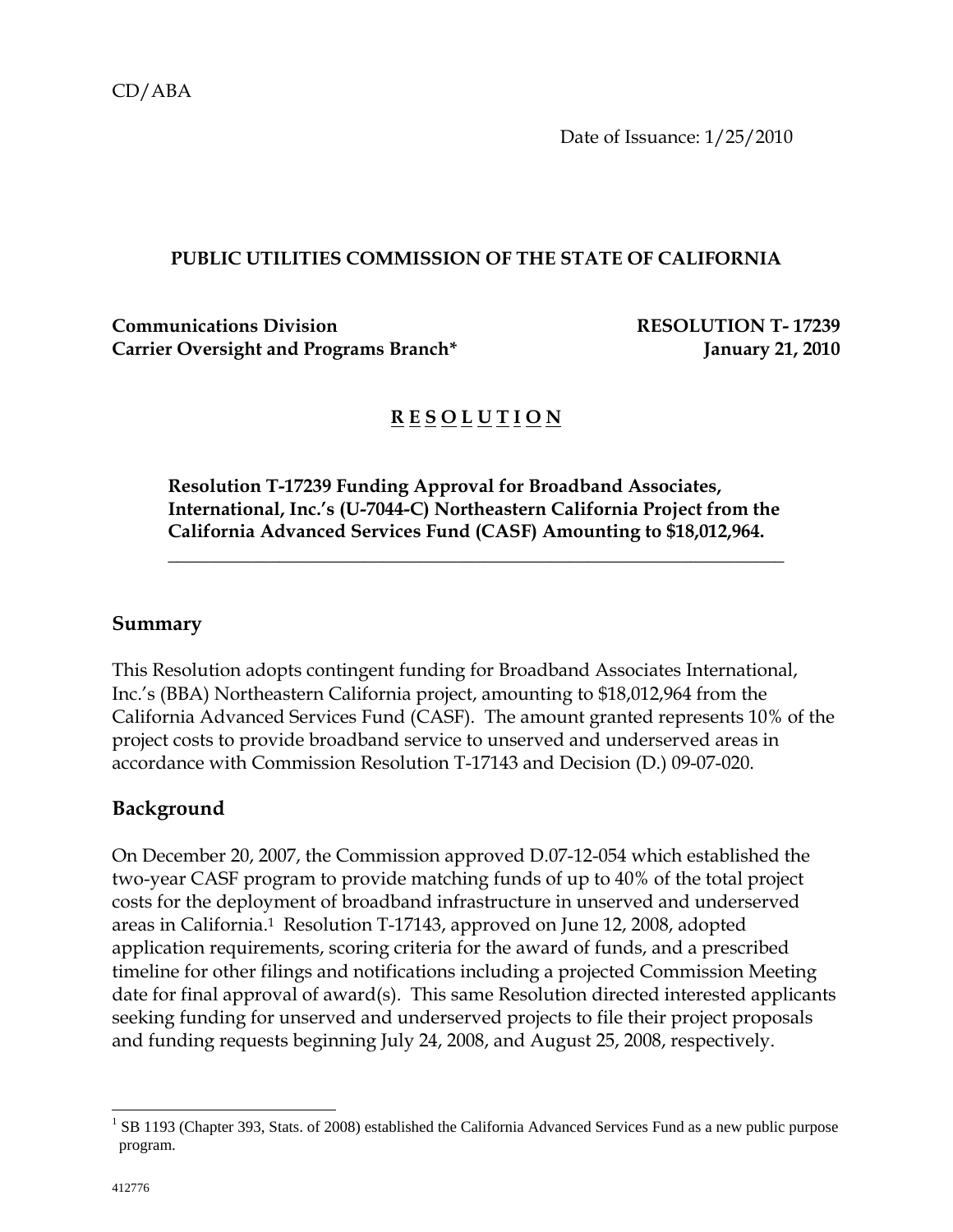CD/ABA

Date of Issuance: 1/25/2010

**PUBLIC UTILITIES COMMISSION OF THE STATE OF CALIFORNIA**

**Communications Division** **RESOLUTION T- 17239**
**Carrier Oversight and Programs Branch*** **January 21, 2010**

# R E S O L U T I O N

**Resolution T-17239 Funding Approval for Broadband Associates, International, Inc.'s (U-7044-C) Northeastern California Project from the California Advanced Services Fund (CASF) Amounting to $18,012,964.**

---

## Summary

This Resolution adopts contingent funding for Broadband Associates International, Inc.'s (BBA) Northeastern California project, amounting to $18,012,964 from the California Advanced Services Fund (CASF). The amount granted represents 10% of the project costs to provide broadband service to unserved and underserved areas in accordance with Commission Resolution T-17143 and Decision (D.) 09-07-020.

## Background

On December 20, 2007, the Commission approved D.07-12-054 which established the two-year CASF program to provide matching funds of up to 40% of the total project costs for the deployment of broadband infrastructure in unserved and underserved areas in California.[1] Resolution T-17143, approved on June 12, 2008, adopted application requirements, scoring criteria for the award of funds, and a prescribed timeline for other filings and notifications including a projected Commission Meeting date for final approval of award(s). This same Resolution directed interested applicants seeking funding for unserved and underserved projects to file their project proposals and funding requests beginning July 24, 2008, and August 25, 2008, respectively.

---

[1] SB 1193 (Chapter 393, Stats. of 2008) established the California Advanced Services Fund as a new public purpose program.

412776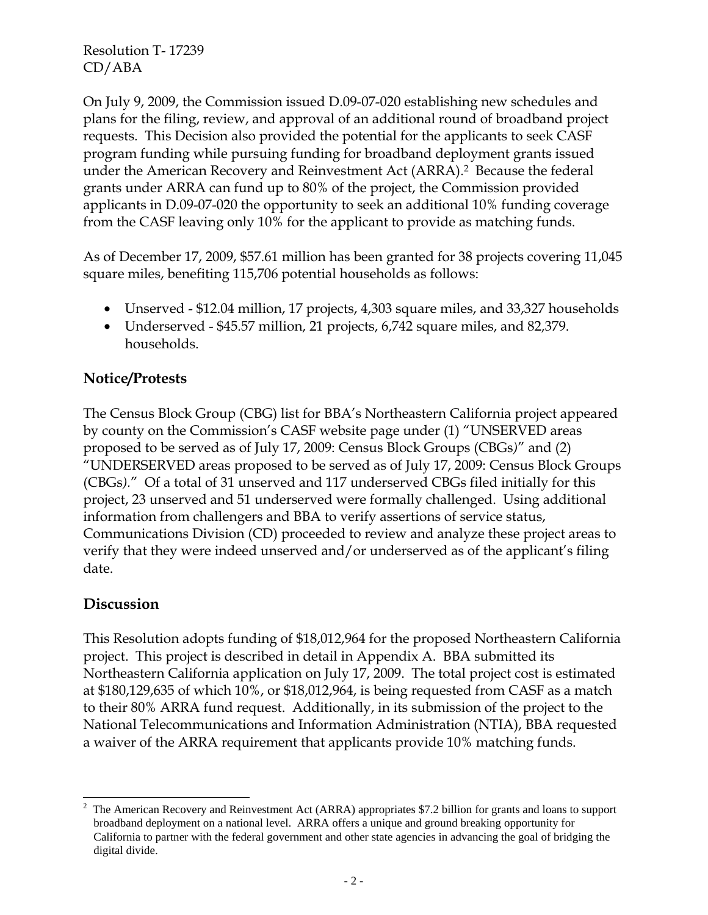On July 9, 2009, the Commission issued D.09-07-020 establishing new schedules and plans for the filing, review, and approval of an additional round of broadband project requests. This Decision also provided the potential for the applicants to seek CASF program funding while pursuing funding for broadband deployment grants issued under the American Recovery and Reinvestment Act (ARRA).[2] Because the federal grants under ARRA can fund up to 80% of the project, the Commission provided applicants in D.09-07-020 the opportunity to seek an additional 10% funding coverage from the CASF leaving only 10% for the applicant to provide as matching funds.

As of December 17, 2009, $57.61 million has been granted for 38 projects covering 11,045 square miles, benefiting 115,706 potential households as follows:

- Unserved - $12.04 million, 17 projects, 4,303 square miles, and 33,327 households
- Underserved - $45.57 million, 21 projects, 6,742 square miles, and 82,379. households.

## Notice/Protests

The Census Block Group (CBG) list for BBA's Northeastern California project appeared by county on the Commission's CASF website page under (1) "UNSERVED areas proposed to be served as of July 17, 2009: Census Block Groups (CBGs)" and (2) "UNDERSERVED areas proposed to be served as of July 17, 2009: Census Block Groups (CBGs)." Of a total of 31 unserved and 117 underserved CBGs filed initially for this project, 23 unserved and 51 underserved were formally challenged. Using additional information from challengers and BBA to verify assertions of service status, Communications Division (CD) proceeded to review and analyze these project areas to verify that they were indeed unserved and/or underserved as of the applicant's filing date.

## Discussion

This Resolution adopts funding of $18,012,964 for the proposed Northeastern California project. This project is described in detail in Appendix A. BBA submitted its Northeastern California application on July 17, 2009. The total project cost is estimated at $180,129,635 of which 10%, or $18,012,964, is being requested from CASF as a match to their 80% ARRA fund request. Additionally, in its submission of the project to the National Telecommunications and Information Administration (NTIA), BBA requested a waiver of the ARRA requirement that applicants provide 10% matching funds.

---

[2] The American Recovery and Reinvestment Act (ARRA) appropriates $7.2 billion for grants and loans to support broadband deployment on a national level. ARRA offers a unique and ground breaking opportunity for California to partner with the federal government and other state agencies in advancing the goal of bridging the digital divide.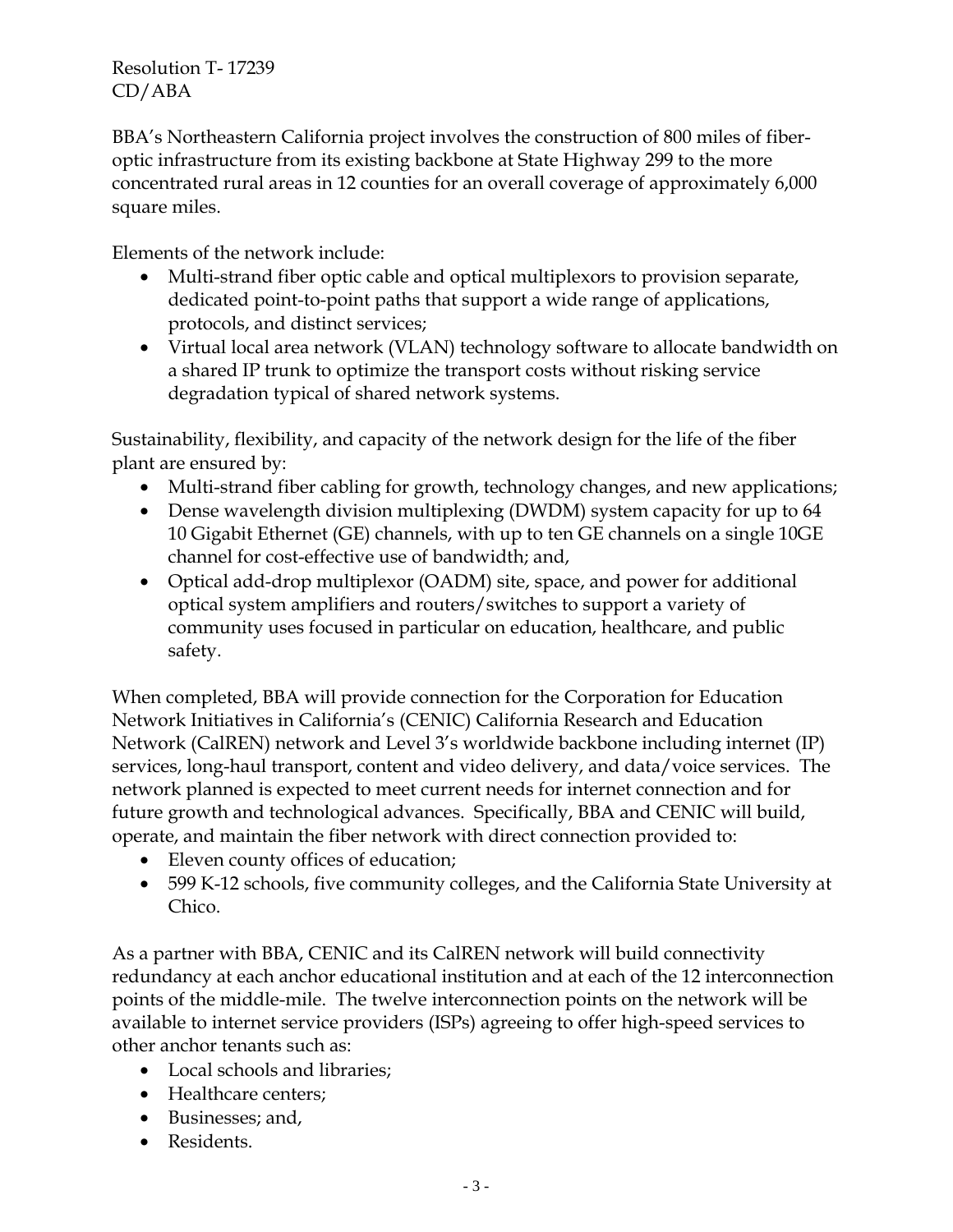BBA's Northeastern California project involves the construction of 800 miles of fiber-optic infrastructure from its existing backbone at State Highway 299 to the more concentrated rural areas in 12 counties for an overall coverage of approximately 6,000 square miles.

Elements of the network include:

- Multi-strand fiber optic cable and optical multiplexors to provision separate, dedicated point-to-point paths that support a wide range of applications, protocols, and distinct services;
- Virtual local area network (VLAN) technology software to allocate bandwidth on a shared IP trunk to optimize the transport costs without risking service degradation typical of shared network systems.

Sustainability, flexibility, and capacity of the network design for the life of the fiber plant are ensured by:

- Multi-strand fiber cabling for growth, technology changes, and new applications;
- Dense wavelength division multiplexing (DWDM) system capacity for up to 64 10 Gigabit Ethernet (GE) channels, with up to ten GE channels on a single 10GE channel for cost-effective use of bandwidth; and,
- Optical add-drop multiplexor (OADM) site, space, and power for additional optical system amplifiers and routers/switches to support a variety of community uses focused in particular on education, healthcare, and public safety.

When completed, BBA will provide connection for the Corporation for Education Network Initiatives in California's (CENIC) California Research and Education Network (CalREN) network and Level 3's worldwide backbone including internet (IP) services, long-haul transport, content and video delivery, and data/voice services. The network planned is expected to meet current needs for internet connection and for future growth and technological advances. Specifically, BBA and CENIC will build, operate, and maintain the fiber network with direct connection provided to:

- Eleven county offices of education;
- 599 K-12 schools, five community colleges, and the California State University at Chico.

As a partner with BBA, CENIC and its CalREN network will build connectivity redundancy at each anchor educational institution and at each of the 12 interconnection points of the middle-mile. The twelve interconnection points on the network will be available to internet service providers (ISPs) agreeing to offer high-speed services to other anchor tenants such as:

- Local schools and libraries;
- Healthcare centers;
- Businesses; and,
- Residents.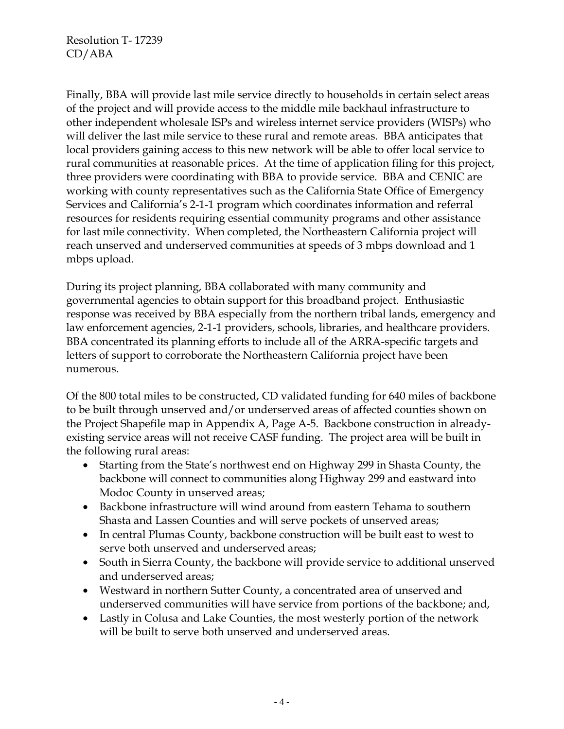Finally, BBA will provide last mile service directly to households in certain select areas of the project and will provide access to the middle mile backhaul infrastructure to other independent wholesale ISPs and wireless internet service providers (WISPs) who will deliver the last mile service to these rural and remote areas. BBA anticipates that local providers gaining access to this new network will be able to offer local service to rural communities at reasonable prices. At the time of application filing for this project, three providers were coordinating with BBA to provide service. BBA and CENIC are working with county representatives such as the California State Office of Emergency Services and California's 2-1-1 program which coordinates information and referral resources for residents requiring essential community programs and other assistance for last mile connectivity. When completed, the Northeastern California project will reach unserved and underserved communities at speeds of 3 mbps download and 1 mbps upload.

During its project planning, BBA collaborated with many community and governmental agencies to obtain support for this broadband project. Enthusiastic response was received by BBA especially from the northern tribal lands, emergency and law enforcement agencies, 2-1-1 providers, schools, libraries, and healthcare providers. BBA concentrated its planning efforts to include all of the ARRA-specific targets and letters of support to corroborate the Northeastern California project have been numerous.

Of the 800 total miles to be constructed, CD validated funding for 640 miles of backbone to be built through unserved and/or underserved areas of affected counties shown on the Project Shapefile map in Appendix A, Page A-5. Backbone construction in already-existing service areas will not receive CASF funding. The project area will be built in the following rural areas:

- Starting from the State's northwest end on Highway 299 in Shasta County, the backbone will connect to communities along Highway 299 and eastward into Modoc County in unserved areas;
- Backbone infrastructure will wind around from eastern Tehama to southern Shasta and Lassen Counties and will serve pockets of unserved areas;
- In central Plumas County, backbone construction will be built east to west to serve both unserved and underserved areas;
- South in Sierra County, the backbone will provide service to additional unserved and underserved areas;
- Westward in northern Sutter County, a concentrated area of unserved and underserved communities will have service from portions of the backbone; and,
- Lastly in Colusa and Lake Counties, the most westerly portion of the network will be built to serve both unserved and underserved areas.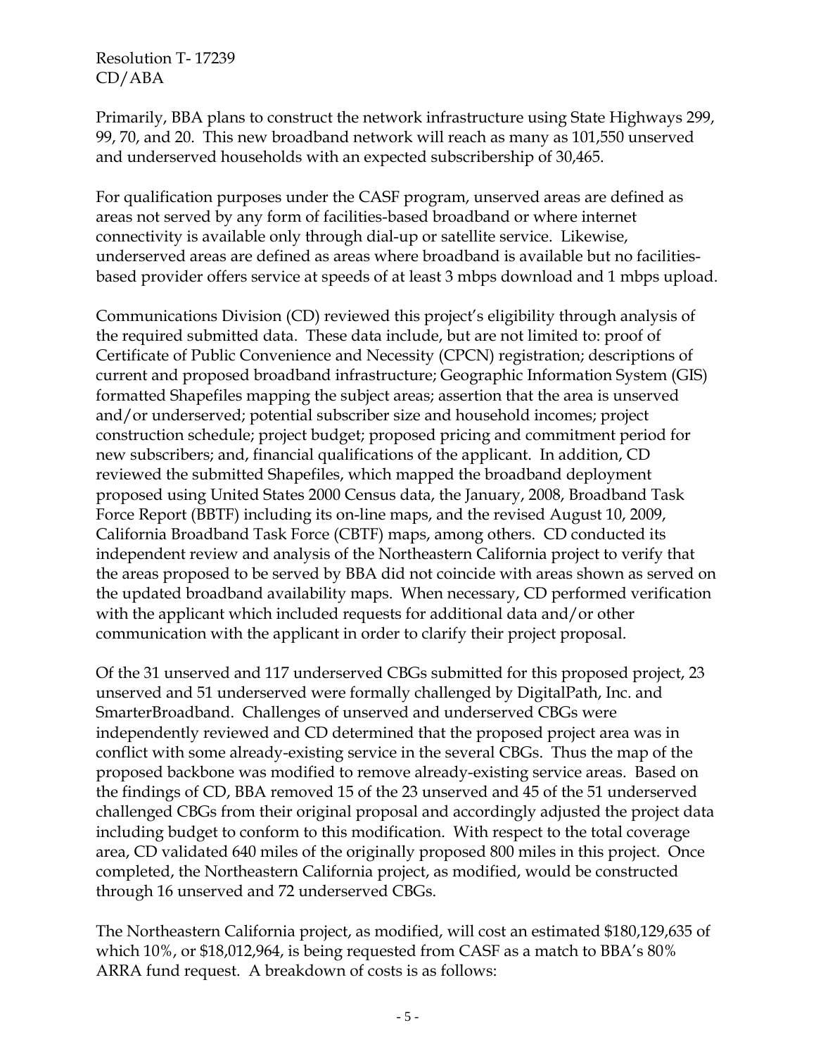Primarily, BBA plans to construct the network infrastructure using State Highways 299, 99, 70, and 20. This new broadband network will reach as many as 101,550 unserved and underserved households with an expected subscribership of 30,465.

For qualification purposes under the CASF program, unserved areas are defined as areas not served by any form of facilities-based broadband or where internet connectivity is available only through dial-up or satellite service. Likewise, underserved areas are defined as areas where broadband is available but no facilities-based provider offers service at speeds of at least 3 mbps download and 1 mbps upload.

Communications Division (CD) reviewed this project's eligibility through analysis of the required submitted data. These data include, but are not limited to: proof of Certificate of Public Convenience and Necessity (CPCN) registration; descriptions of current and proposed broadband infrastructure; Geographic Information System (GIS) formatted Shapefiles mapping the subject areas; assertion that the area is unserved and/or underserved; potential subscriber size and household incomes; project construction schedule; project budget; proposed pricing and commitment period for new subscribers; and, financial qualifications of the applicant. In addition, CD reviewed the submitted Shapefiles, which mapped the broadband deployment proposed using United States 2000 Census data, the January, 2008, Broadband Task Force Report (BBTF) including its on-line maps, and the revised August 10, 2009, California Broadband Task Force (CBTF) maps, among others. CD conducted its independent review and analysis of the Northeastern California project to verify that the areas proposed to be served by BBA did not coincide with areas shown as served on the updated broadband availability maps. When necessary, CD performed verification with the applicant which included requests for additional data and/or other communication with the applicant in order to clarify their project proposal.

Of the 31 unserved and 117 underserved CBGs submitted for this proposed project, 23 unserved and 51 underserved were formally challenged by DigitalPath, Inc. and SmarterBroadband. Challenges of unserved and underserved CBGs were independently reviewed and CD determined that the proposed project area was in conflict with some already-existing service in the several CBGs. Thus the map of the proposed backbone was modified to remove already-existing service areas. Based on the findings of CD, BBA removed 15 of the 23 unserved and 45 of the 51 underserved challenged CBGs from their original proposal and accordingly adjusted the project data including budget to conform to this modification. With respect to the total coverage area, CD validated 640 miles of the originally proposed 800 miles in this project. Once completed, the Northeastern California project, as modified, would be constructed through 16 unserved and 72 underserved CBGs.

The Northeastern California project, as modified, will cost an estimated $180,129,635 of which 10%, or $18,012,964, is being requested from CASF as a match to BBA's 80% ARRA fund request. A breakdown of costs is as follows: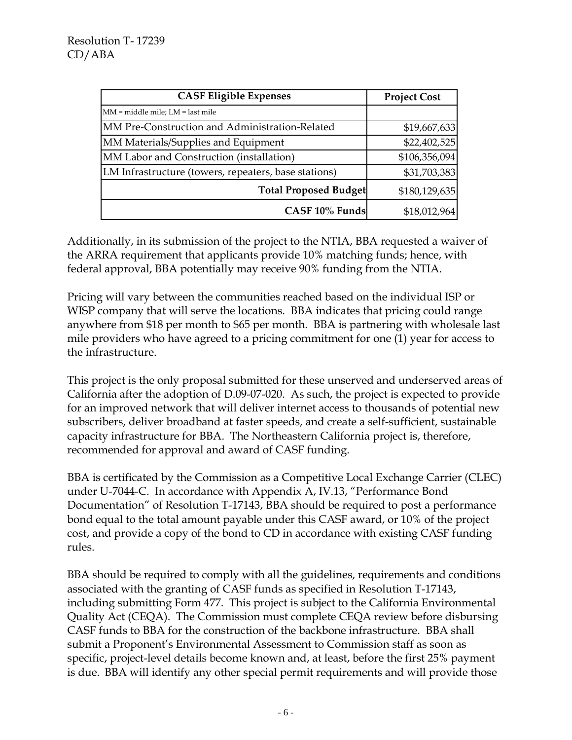| CASF Eligible Expenses | Project Cost |
| --- | --- |
| MM = middle mile; LM = last mile | |
| MM Pre-Construction and Administration-Related | $19,667,633 |
| MM Materials/Supplies and Equipment | $22,402,525 |
| MM Labor and Construction (installation) | $106,356,094 |
| LM Infrastructure (towers, repeaters, base stations) | $31,703,383 |
| **Total Proposed Budget** | $180,129,635 |
| **CASF 10% Funds** | $18,012,964 |

Additionally, in its submission of the project to the NTIA, BBA requested a waiver of the ARRA requirement that applicants provide 10% matching funds; hence, with federal approval, BBA potentially may receive 90% funding from the NTIA.

Pricing will vary between the communities reached based on the individual ISP or WISP company that will serve the locations. BBA indicates that pricing could range anywhere from $18 per month to $65 per month. BBA is partnering with wholesale last mile providers who have agreed to a pricing commitment for one (1) year for access to the infrastructure.

This project is the only proposal submitted for these unserved and underserved areas of California after the adoption of D.09-07-020. As such, the project is expected to provide for an improved network that will deliver internet access to thousands of potential new subscribers, deliver broadband at faster speeds, and create a self-sufficient, sustainable capacity infrastructure for BBA. The Northeastern California project is, therefore, recommended for approval and award of CASF funding.

BBA is certificated by the Commission as a Competitive Local Exchange Carrier (CLEC) under U-7044-C. In accordance with Appendix A, IV.13, "Performance Bond Documentation" of Resolution T-17143, BBA should be required to post a performance bond equal to the total amount payable under this CASF award, or 10% of the project cost, and provide a copy of the bond to CD in accordance with existing CASF funding rules.

BBA should be required to comply with all the guidelines, requirements and conditions associated with the granting of CASF funds as specified in Resolution T-17143, including submitting Form 477. This project is subject to the California Environmental Quality Act (CEQA). The Commission must complete CEQA review before disbursing CASF funds to BBA for the construction of the backbone infrastructure. BBA shall submit a Proponent's Environmental Assessment to Commission staff as soon as specific, project-level details become known and, at least, before the first 25% payment is due. BBA will identify any other special permit requirements and will provide those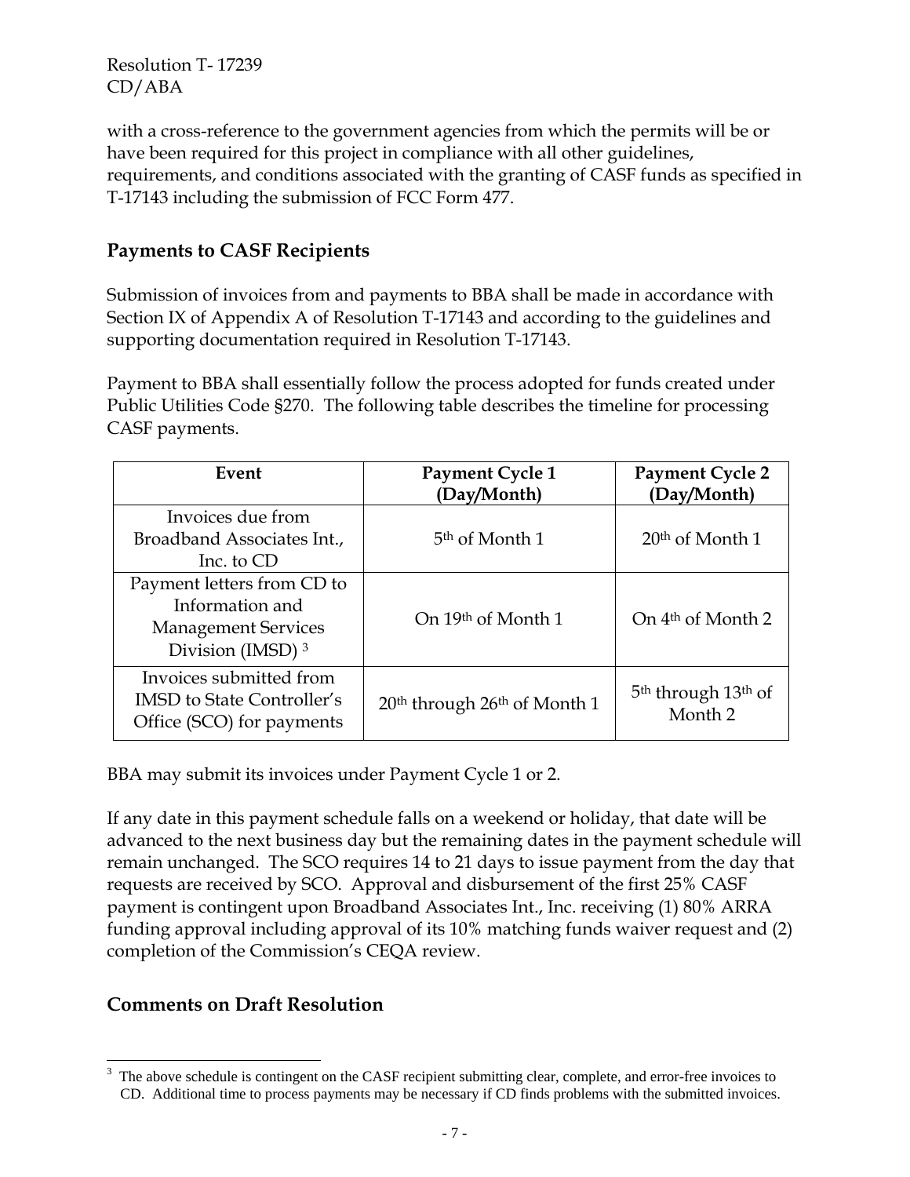with a cross-reference to the government agencies from which the permits will be or have been required for this project in compliance with all other guidelines, requirements, and conditions associated with the granting of CASF funds as specified in T-17143 including the submission of FCC Form 477.

## Payments to CASF Recipients

Submission of invoices from and payments to BBA shall be made in accordance with Section IX of Appendix A of Resolution T-17143 and according to the guidelines and supporting documentation required in Resolution T-17143.

Payment to BBA shall essentially follow the process adopted for funds created under Public Utilities Code §270. The following table describes the timeline for processing CASF payments.

| Event | Payment Cycle 1 (Day/Month) | Payment Cycle 2 (Day/Month) |
|---|---|---|
| Invoices due from Broadband Associates Int., Inc. to CD | 5th of Month 1 | 20th of Month 1 |
| Payment letters from CD to Information and Management Services Division (IMSD) [3] | On 19th of Month 1 | On 4th of Month 2 |
| Invoices submitted from IMSD to State Controller's Office (SCO) for payments | 20th through 26th of Month 1 | 5th through 13th of Month 2 |

BBA may submit its invoices under Payment Cycle 1 or 2.

If any date in this payment schedule falls on a weekend or holiday, that date will be advanced to the next business day but the remaining dates in the payment schedule will remain unchanged. The SCO requires 14 to 21 days to issue payment from the day that requests are received by SCO. Approval and disbursement of the first 25% CASF payment is contingent upon Broadband Associates Int., Inc. receiving (1) 80% ARRA funding approval including approval of its 10% matching funds waiver request and (2) completion of the Commission's CEQA review.

## Comments on Draft Resolution

[3] The above schedule is contingent on the CASF recipient submitting clear, complete, and error-free invoices to CD. Additional time to process payments may be necessary if CD finds problems with the submitted invoices.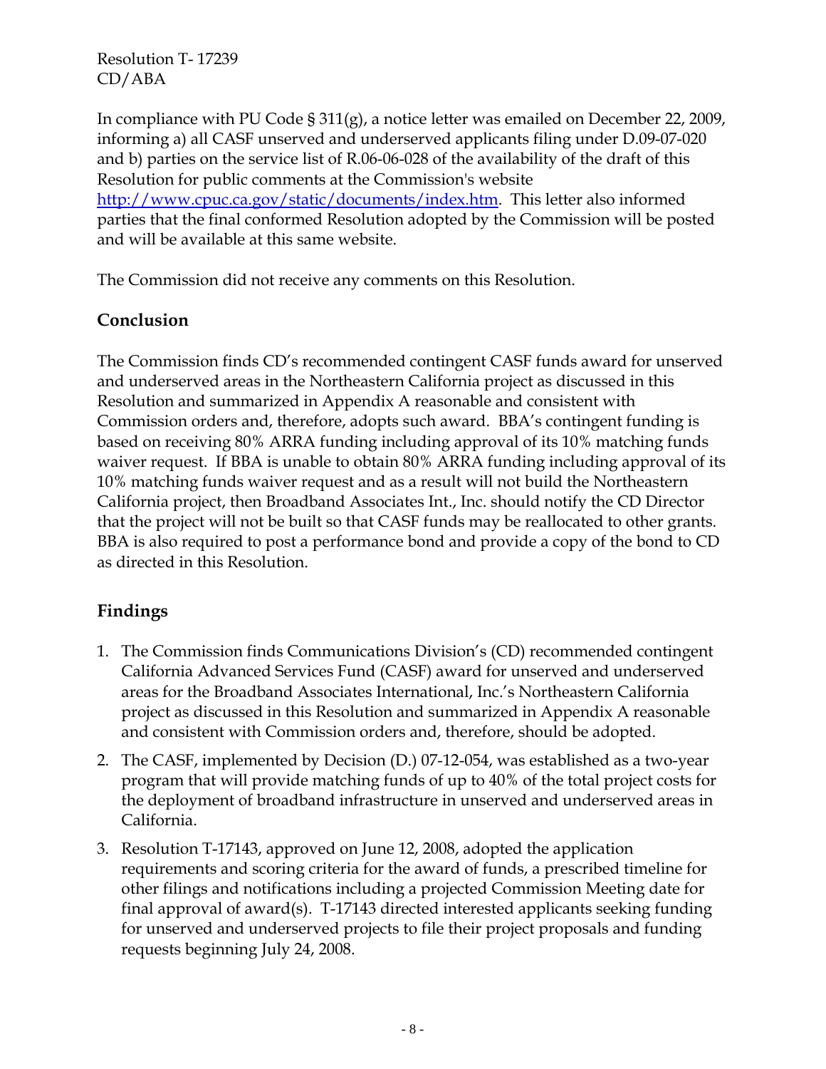In compliance with PU Code § 311(g), a notice letter was emailed on December 22, 2009, informing a) all CASF unserved and underserved applicants filing under D.09-07-020 and b) parties on the service list of R.06-06-028 of the availability of the draft of this Resolution for public comments at the Commission's website http://www.cpuc.ca.gov/static/documents/index.htm. This letter also informed parties that the final conformed Resolution adopted by the Commission will be posted and will be available at this same website.

The Commission did not receive any comments on this Resolution.

## Conclusion

The Commission finds CD's recommended contingent CASF funds award for unserved and underserved areas in the Northeastern California project as discussed in this Resolution and summarized in Appendix A reasonable and consistent with Commission orders and, therefore, adopts such award. BBA's contingent funding is based on receiving 80% ARRA funding including approval of its 10% matching funds waiver request. If BBA is unable to obtain 80% ARRA funding including approval of its 10% matching funds waiver request and as a result will not build the Northeastern California project, then Broadband Associates Int., Inc. should notify the CD Director that the project will not be built so that CASF funds may be reallocated to other grants. BBA is also required to post a performance bond and provide a copy of the bond to CD as directed in this Resolution.

## Findings

1. The Commission finds Communications Division's (CD) recommended contingent California Advanced Services Fund (CASF) award for unserved and underserved areas for the Broadband Associates International, Inc.'s Northeastern California project as discussed in this Resolution and summarized in Appendix A reasonable and consistent with Commission orders and, therefore, should be adopted.
2. The CASF, implemented by Decision (D.) 07-12-054, was established as a two-year program that will provide matching funds of up to 40% of the total project costs for the deployment of broadband infrastructure in unserved and underserved areas in California.
3. Resolution T-17143, approved on June 12, 2008, adopted the application requirements and scoring criteria for the award of funds, a prescribed timeline for other filings and notifications including a projected Commission Meeting date for final approval of award(s). T-17143 directed interested applicants seeking funding for unserved and underserved projects to file their project proposals and funding requests beginning July 24, 2008.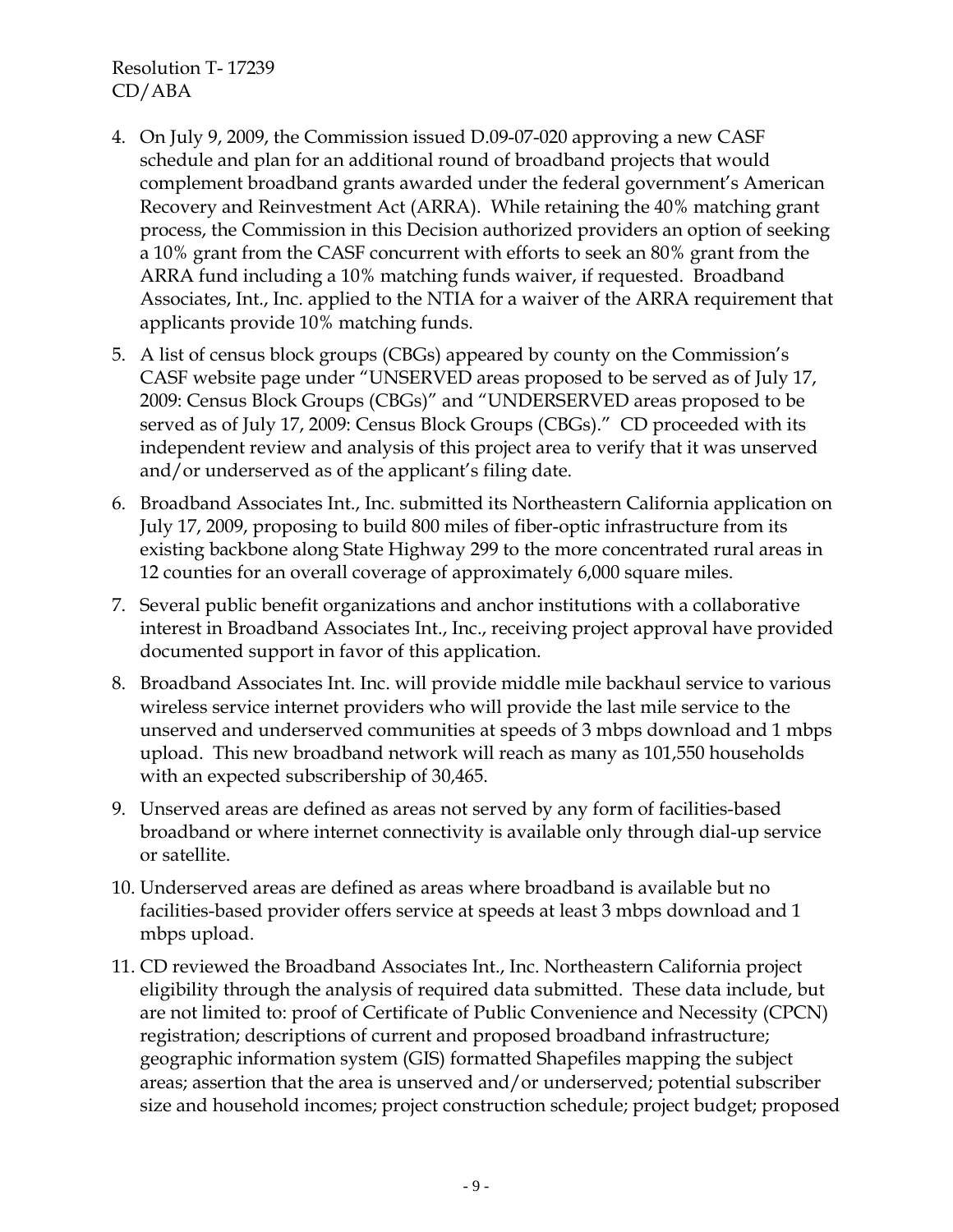4. On July 9, 2009, the Commission issued D.09-07-020 approving a new CASF schedule and plan for an additional round of broadband projects that would complement broadband grants awarded under the federal government's American Recovery and Reinvestment Act (ARRA). While retaining the 40% matching grant process, the Commission in this Decision authorized providers an option of seeking a 10% grant from the CASF concurrent with efforts to seek an 80% grant from the ARRA fund including a 10% matching funds waiver, if requested. Broadband Associates, Int., Inc. applied to the NTIA for a waiver of the ARRA requirement that applicants provide 10% matching funds.

5. A list of census block groups (CBGs) appeared by county on the Commission's CASF website page under "UNSERVED areas proposed to be served as of July 17, 2009: Census Block Groups (CBGs)" and "UNDERSERVED areas proposed to be served as of July 17, 2009: Census Block Groups (CBGs)." CD proceeded with its independent review and analysis of this project area to verify that it was unserved and/or underserved as of the applicant's filing date.

6. Broadband Associates Int., Inc. submitted its Northeastern California application on July 17, 2009, proposing to build 800 miles of fiber-optic infrastructure from its existing backbone along State Highway 299 to the more concentrated rural areas in 12 counties for an overall coverage of approximately 6,000 square miles.

7. Several public benefit organizations and anchor institutions with a collaborative interest in Broadband Associates Int., Inc., receiving project approval have provided documented support in favor of this application.

8. Broadband Associates Int. Inc. will provide middle mile backhaul service to various wireless service internet providers who will provide the last mile service to the unserved and underserved communities at speeds of 3 mbps download and 1 mbps upload. This new broadband network will reach as many as 101,550 households with an expected subscribership of 30,465.

9. Unserved areas are defined as areas not served by any form of facilities-based broadband or where internet connectivity is available only through dial-up service or satellite.

10. Underserved areas are defined as areas where broadband is available but no facilities-based provider offers service at speeds at least 3 mbps download and 1 mbps upload.

11. CD reviewed the Broadband Associates Int., Inc. Northeastern California project eligibility through the analysis of required data submitted. These data include, but are not limited to: proof of Certificate of Public Convenience and Necessity (CPCN) registration; descriptions of current and proposed broadband infrastructure; geographic information system (GIS) formatted Shapefiles mapping the subject areas; assertion that the area is unserved and/or underserved; potential subscriber size and household incomes; project construction schedule; project budget; proposed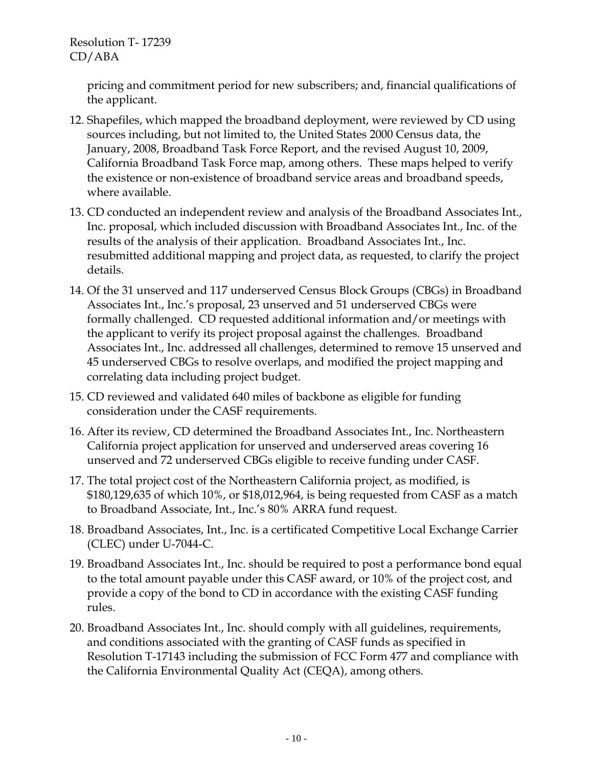pricing and commitment period for new subscribers; and, financial qualifications of the applicant.

12. Shapefiles, which mapped the broadband deployment, were reviewed by CD using sources including, but not limited to, the United States 2000 Census data, the January, 2008, Broadband Task Force Report, and the revised August 10, 2009, California Broadband Task Force map, among others. These maps helped to verify the existence or non-existence of broadband service areas and broadband speeds, where available.

13. CD conducted an independent review and analysis of the Broadband Associates Int., Inc. proposal, which included discussion with Broadband Associates Int., Inc. of the results of the analysis of their application. Broadband Associates Int., Inc. resubmitted additional mapping and project data, as requested, to clarify the project details.

14. Of the 31 unserved and 117 underserved Census Block Groups (CBGs) in Broadband Associates Int., Inc.'s proposal, 23 unserved and 51 underserved CBGs were formally challenged. CD requested additional information and/or meetings with the applicant to verify its project proposal against the challenges. Broadband Associates Int., Inc. addressed all challenges, determined to remove 15 unserved and 45 underserved CBGs to resolve overlaps, and modified the project mapping and correlating data including project budget.

15. CD reviewed and validated 640 miles of backbone as eligible for funding consideration under the CASF requirements.

16. After its review, CD determined the Broadband Associates Int., Inc. Northeastern California project application for unserved and underserved areas covering 16 unserved and 72 underserved CBGs eligible to receive funding under CASF.

17. The total project cost of the Northeastern California project, as modified, is $180,129,635 of which 10%, or $18,012,964, is being requested from CASF as a match to Broadband Associate, Int., Inc.'s 80% ARRA fund request.

18. Broadband Associates, Int., Inc. is a certificated Competitive Local Exchange Carrier (CLEC) under U-7044-C.

19. Broadband Associates Int., Inc. should be required to post a performance bond equal to the total amount payable under this CASF award, or 10% of the project cost, and provide a copy of the bond to CD in accordance with the existing CASF funding rules.

20. Broadband Associates Int., Inc. should comply with all guidelines, requirements, and conditions associated with the granting of CASF funds as specified in Resolution T-17143 including the submission of FCC Form 477 and compliance with the California Environmental Quality Act (CEQA), among others.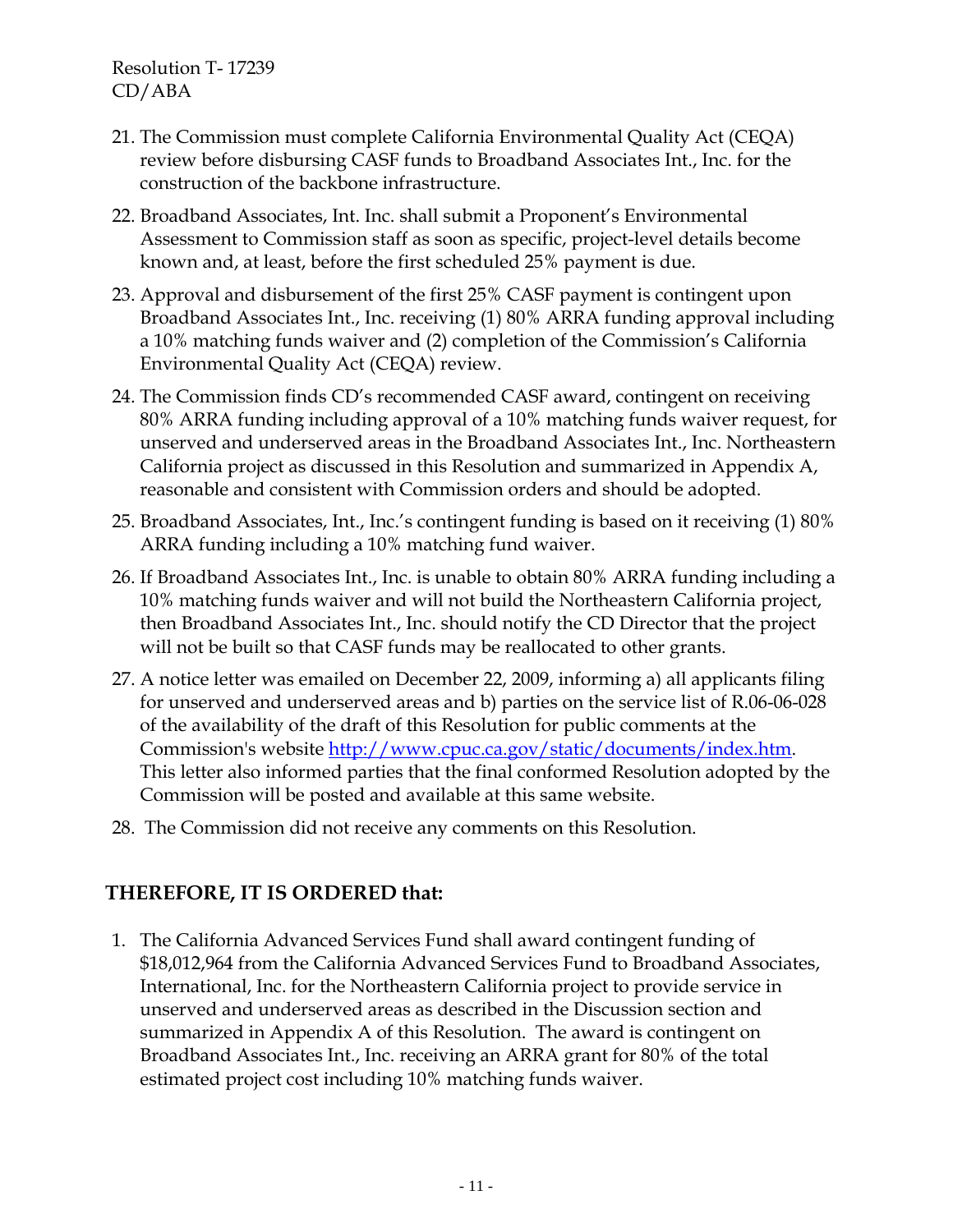21. The Commission must complete California Environmental Quality Act (CEQA) review before disbursing CASF funds to Broadband Associates Int., Inc. for the construction of the backbone infrastructure.

22. Broadband Associates, Int. Inc. shall submit a Proponent's Environmental Assessment to Commission staff as soon as specific, project-level details become known and, at least, before the first scheduled 25% payment is due.

23. Approval and disbursement of the first 25% CASF payment is contingent upon Broadband Associates Int., Inc. receiving (1) 80% ARRA funding approval including a 10% matching funds waiver and (2) completion of the Commission's California Environmental Quality Act (CEQA) review.

24. The Commission finds CD's recommended CASF award, contingent on receiving 80% ARRA funding including approval of a 10% matching funds waiver request, for unserved and underserved areas in the Broadband Associates Int., Inc. Northeastern California project as discussed in this Resolution and summarized in Appendix A, reasonable and consistent with Commission orders and should be adopted.

25. Broadband Associates, Int., Inc.'s contingent funding is based on it receiving (1) 80% ARRA funding including a 10% matching fund waiver.

26. If Broadband Associates Int., Inc. is unable to obtain 80% ARRA funding including a 10% matching funds waiver and will not build the Northeastern California project, then Broadband Associates Int., Inc. should notify the CD Director that the project will not be built so that CASF funds may be reallocated to other grants.

27. A notice letter was emailed on December 22, 2009, informing a) all applicants filing for unserved and underserved areas and b) parties on the service list of R.06-06-028 of the availability of the draft of this Resolution for public comments at the Commission's website http://www.cpuc.ca.gov/static/documents/index.htm. This letter also informed parties that the final conformed Resolution adopted by the Commission will be posted and available at this same website.

28. The Commission did not receive any comments on this Resolution.

**THEREFORE, IT IS ORDERED that:**

1. The California Advanced Services Fund shall award contingent funding of $18,012,964 from the California Advanced Services Fund to Broadband Associates, International, Inc. for the Northeastern California project to provide service in unserved and underserved areas as described in the Discussion section and summarized in Appendix A of this Resolution. The award is contingent on Broadband Associates Int., Inc. receiving an ARRA grant for 80% of the total estimated project cost including 10% matching funds waiver.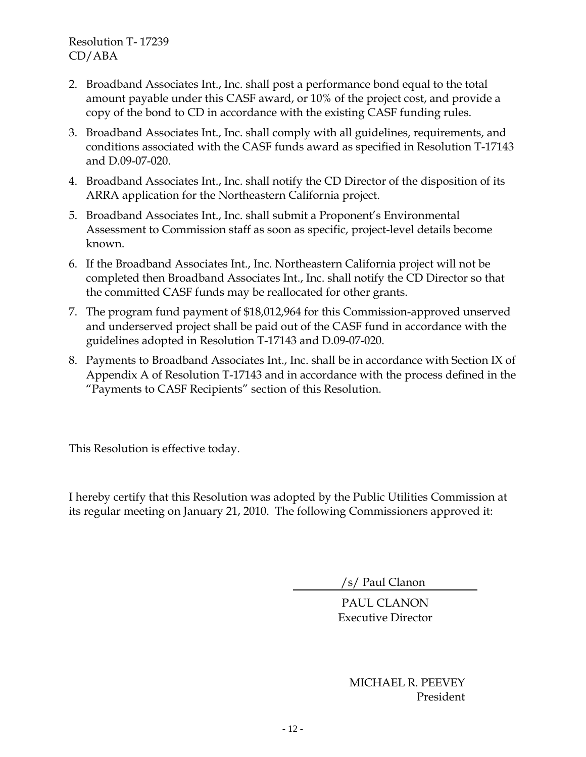2. Broadband Associates Int., Inc. shall post a performance bond equal to the total amount payable under this CASF award, or 10% of the project cost, and provide a copy of the bond to CD in accordance with the existing CASF funding rules.
3. Broadband Associates Int., Inc. shall comply with all guidelines, requirements, and conditions associated with the CASF funds award as specified in Resolution T-17143 and D.09-07-020.
4. Broadband Associates Int., Inc. shall notify the CD Director of the disposition of its ARRA application for the Northeastern California project.
5. Broadband Associates Int., Inc. shall submit a Proponent's Environmental Assessment to Commission staff as soon as specific, project-level details become known.
6. If the Broadband Associates Int., Inc. Northeastern California project will not be completed then Broadband Associates Int., Inc. shall notify the CD Director so that the committed CASF funds may be reallocated for other grants.
7. The program fund payment of $18,012,964 for this Commission-approved unserved and underserved project shall be paid out of the CASF fund in accordance with the guidelines adopted in Resolution T-17143 and D.09-07-020.
8. Payments to Broadband Associates Int., Inc. shall be in accordance with Section IX of Appendix A of Resolution T-17143 and in accordance with the process defined in the "Payments to CASF Recipients" section of this Resolution.

This Resolution is effective today.

I hereby certify that this Resolution was adopted by the Public Utilities Commission at its regular meeting on January 21, 2010. The following Commissioners approved it:

/s/ Paul Clanon

PAUL CLANON
Executive Director

MICHAEL R. PEEVEY
President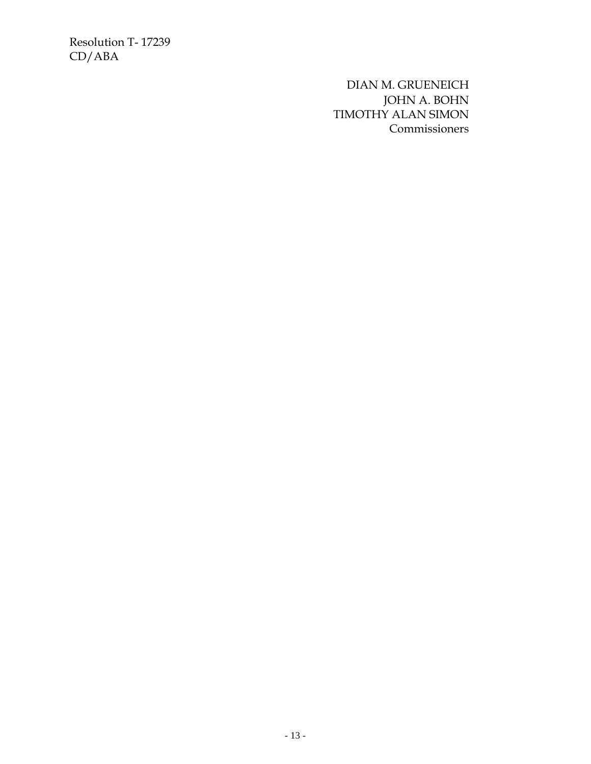DIAN M. GRUENEICH
JOHN A. BOHN
TIMOTHY ALAN SIMON
Commissioners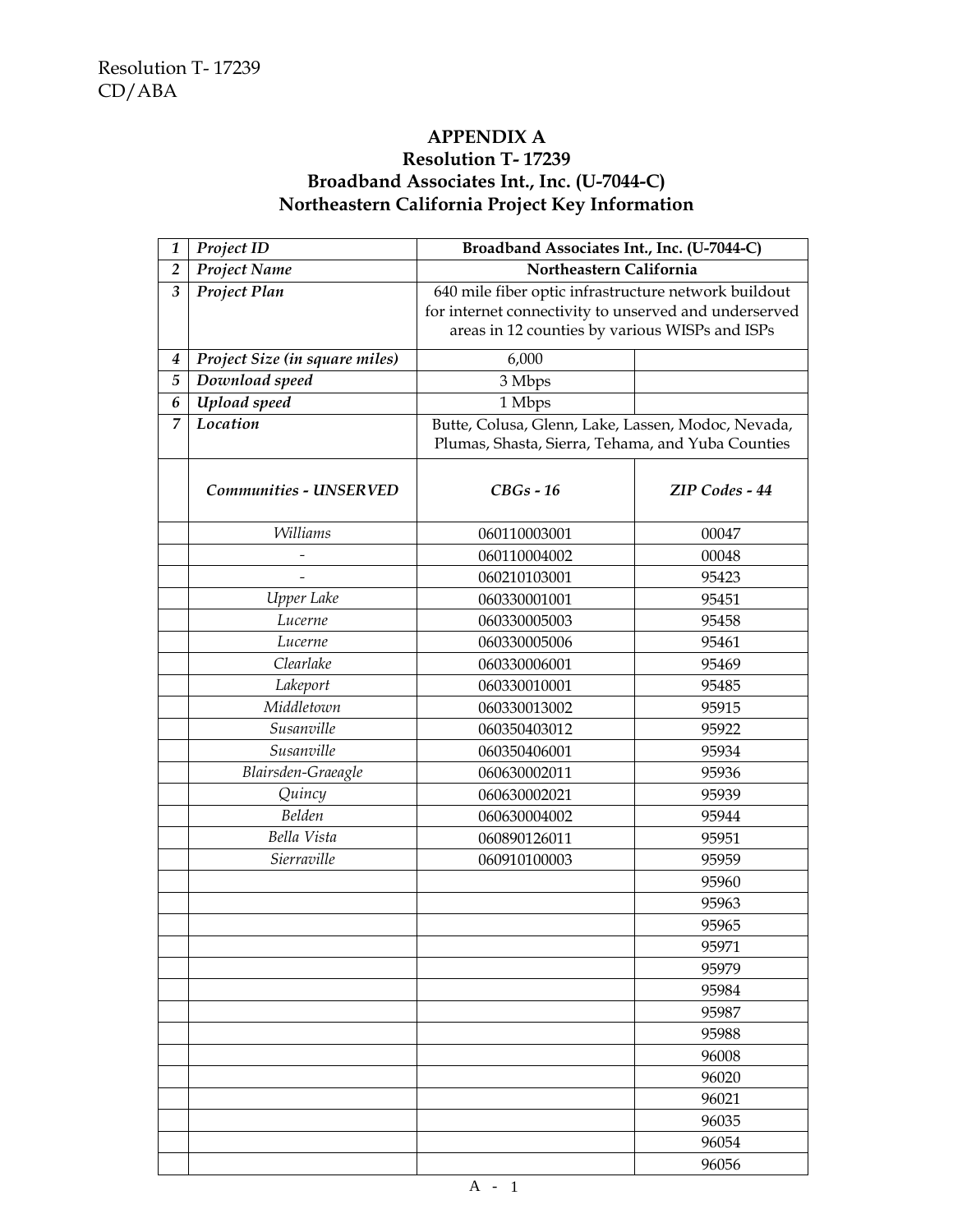## APPENDIX A
## Resolution T- 17239
## Broadband Associates Int., Inc. (U-7044-C)
## Northeastern California Project Key Information

| | | | |
|---|---|---|---|
| ***1*** | ***Project ID*** | **Broadband Associates Int., Inc. (U-7044-C)** | |
| ***2*** | ***Project Name*** | **Northeastern California** | |
| ***3*** | ***Project Plan*** | 640 mile fiber optic infrastructure network buildout for internet connectivity to unserved and underserved areas in 12 counties by various WISPs and ISPs | |
| ***4*** | ***Project Size (in square miles)*** | 6,000 | |
| ***5*** | ***Download speed*** | 3 Mbps | |
| ***6*** | ***Upload speed*** | 1 Mbps | |
| ***7*** | ***Location*** | Butte, Colusa, Glenn, Lake, Lassen, Modoc, Nevada, Plumas, Shasta, Sierra, Tehama, and Yuba Counties | |
| | ***Communities - UNSERVED*** | ***CBGs - 16*** | ***ZIP Codes - 44*** |
| | *Williams* | 060110003001 | 00047 |
| | - | 060110004002 | 00048 |
| | - | 060210103001 | 95423 |
| | *Upper Lake* | 060330001001 | 95451 |
| | *Lucerne* | 060330005003 | 95458 |
| | *Lucerne* | 060330005006 | 95461 |
| | *Clearlake* | 060330006001 | 95469 |
| | *Lakeport* | 060330010001 | 95485 |
| | *Middletown* | 060330013002 | 95915 |
| | *Susanville* | 060350403012 | 95922 |
| | *Susanville* | 060350406001 | 95934 |
| | *Blairsden-Graeagle* | 060630002011 | 95936 |
| | *Quincy* | 060630002021 | 95939 |
| | *Belden* | 060630004002 | 95944 |
| | *Bella Vista* | 060890126011 | 95951 |
| | *Sierraville* | 060910100003 | 95959 |
| | | | 95960 |
| | | | 95963 |
| | | | 95965 |
| | | | 95971 |
| | | | 95979 |
| | | | 95984 |
| | | | 95987 |
| | | | 95988 |
| | | | 96008 |
| | | | 96020 |
| | | | 96021 |
| | | | 96035 |
| | | | 96054 |
| | | | 96056 |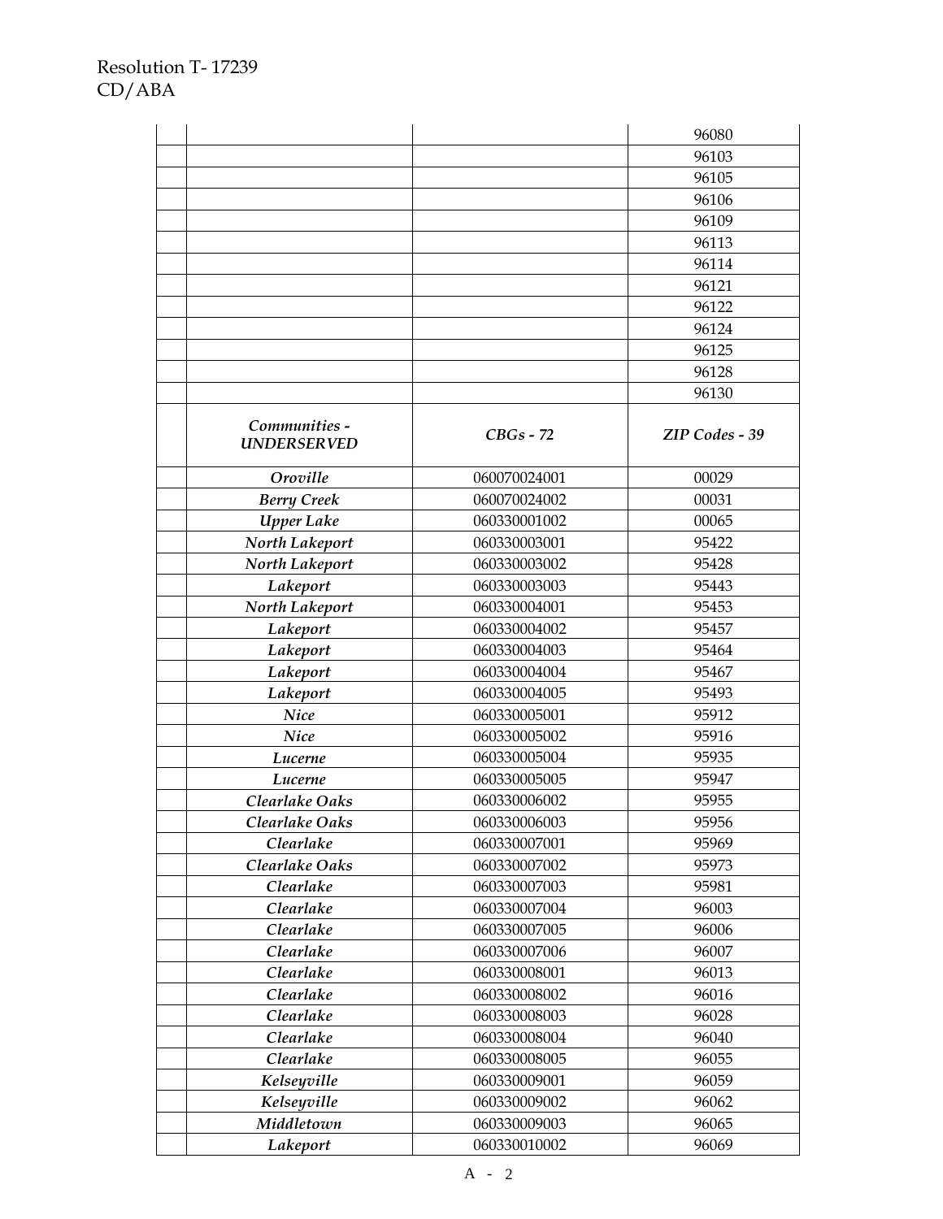| | | | |
|---|---|---|---|
| | | | 96080 |
| | | | 96103 |
| | | | 96105 |
| | | | 96106 |
| | | | 96109 |
| | | | 96113 |
| | | | 96114 |
| | | | 96121 |
| | | | 96122 |
| | | | 96124 |
| | | | 96125 |
| | | | 96128 |
| | | | 96130 |
| | ***Communities - UNDERSERVED*** | ***CBGs - 72*** | ***ZIP Codes - 39*** |
| | ***Oroville*** | 060070024001 | 00029 |
| | ***Berry Creek*** | 060070024002 | 00031 |
| | ***Upper Lake*** | 060330001002 | 00065 |
| | ***North Lakeport*** | 060330003001 | 95422 |
| | ***North Lakeport*** | 060330003002 | 95428 |
| | ***Lakeport*** | 060330003003 | 95443 |
| | ***North Lakeport*** | 060330004001 | 95453 |
| | ***Lakeport*** | 060330004002 | 95457 |
| | ***Lakeport*** | 060330004003 | 95464 |
| | ***Lakeport*** | 060330004004 | 95467 |
| | ***Lakeport*** | 060330004005 | 95493 |
| | ***Nice*** | 060330005001 | 95912 |
| | ***Nice*** | 060330005002 | 95916 |
| | ***Lucerne*** | 060330005004 | 95935 |
| | ***Lucerne*** | 060330005005 | 95947 |
| | ***Clearlake Oaks*** | 060330006002 | 95955 |
| | ***Clearlake Oaks*** | 060330006003 | 95956 |
| | ***Clearlake*** | 060330007001 | 95969 |
| | ***Clearlake Oaks*** | 060330007002 | 95973 |
| | ***Clearlake*** | 060330007003 | 95981 |
| | ***Clearlake*** | 060330007004 | 96003 |
| | ***Clearlake*** | 060330007005 | 96006 |
| | ***Clearlake*** | 060330007006 | 96007 |
| | ***Clearlake*** | 060330008001 | 96013 |
| | ***Clearlake*** | 060330008002 | 96016 |
| | ***Clearlake*** | 060330008003 | 96028 |
| | ***Clearlake*** | 060330008004 | 96040 |
| | ***Clearlake*** | 060330008005 | 96055 |
| | ***Kelseyville*** | 060330009001 | 96059 |
| | ***Kelseyville*** | 060330009002 | 96062 |
| | ***Middletown*** | 060330009003 | 96065 |
| | ***Lakeport*** | 060330010002 | 96069 |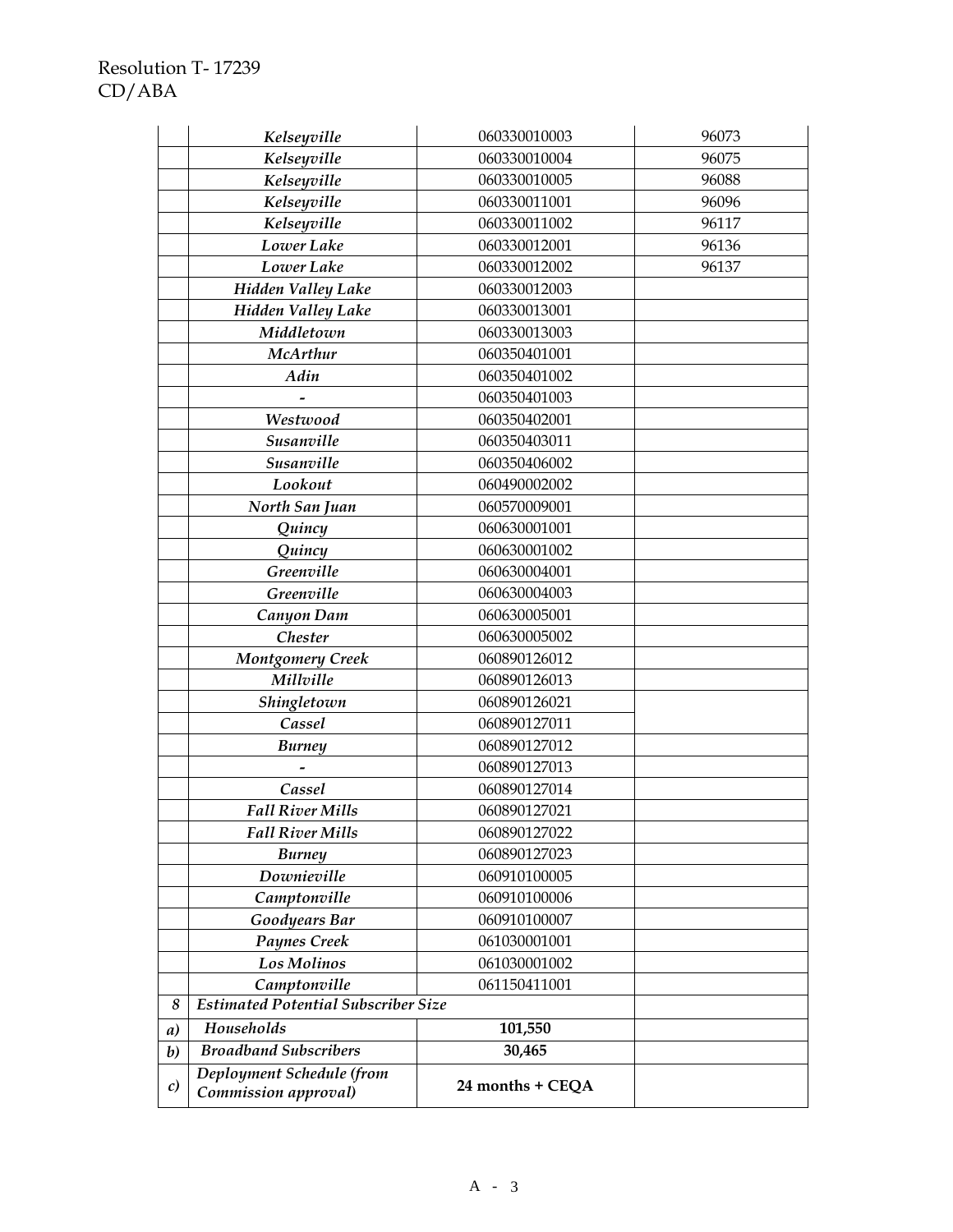| | | | |
|---|---|---|---|
| | *Kelseyville* | 060330010003 | 96073 |
| | *Kelseyville* | 060330010004 | 96075 |
| | *Kelseyville* | 060330010005 | 96088 |
| | *Kelseyville* | 060330011001 | 96096 |
| | *Kelseyville* | 060330011002 | 96117 |
| | *Lower Lake* | 060330012001 | 96136 |
| | *Lower Lake* | 060330012002 | 96137 |
| | *Hidden Valley Lake* | 060330012003 | |
| | *Hidden Valley Lake* | 060330013001 | |
| | *Middletown* | 060330013003 | |
| | *McArthur* | 060350401001 | |
| | *Adin* | 060350401002 | |
| | *-* | 060350401003 | |
| | *Westwood* | 060350402001 | |
| | *Susanville* | 060350403011 | |
| | *Susanville* | 060350406002 | |
| | *Lookout* | 060490002002 | |
| | *North San Juan* | 060570009001 | |
| | *Quincy* | 060630001001 | |
| | *Quincy* | 060630001002 | |
| | *Greenville* | 060630004001 | |
| | *Greenville* | 060630004003 | |
| | *Canyon Dam* | 060630005001 | |
| | *Chester* | 060630005002 | |
| | *Montgomery Creek* | 060890126012 | |
| | *Millville* | 060890126013 | |
| | *Shingletown* | 060890126021 | |
| | *Cassel* | 060890127011 | |
| | *Burney* | 060890127012 | |
| | *-* | 060890127013 | |
| | *Cassel* | 060890127014 | |
| | *Fall River Mills* | 060890127021 | |
| | *Fall River Mills* | 060890127022 | |
| | *Burney* | 060890127023 | |
| | *Downieville* | 060910100005 | |
| | *Camptonville* | 060910100006 | |
| | *Goodyears Bar* | 060910100007 | |
| | *Paynes Creek* | 061030001001 | |
| | *Los Molinos* | 061030001002 | |
| | *Camptonville* | 061150411001 | |
| *8* | ***Estimated Potential Subscriber Size*** | | |
| ***a)*** | ***Households*** | **101,550** | |
| ***b)*** | ***Broadband Subscribers*** | **30,465** | |
| ***c)*** | ***Deployment Schedule (from Commission approval)*** | **24 months + CEQA** | |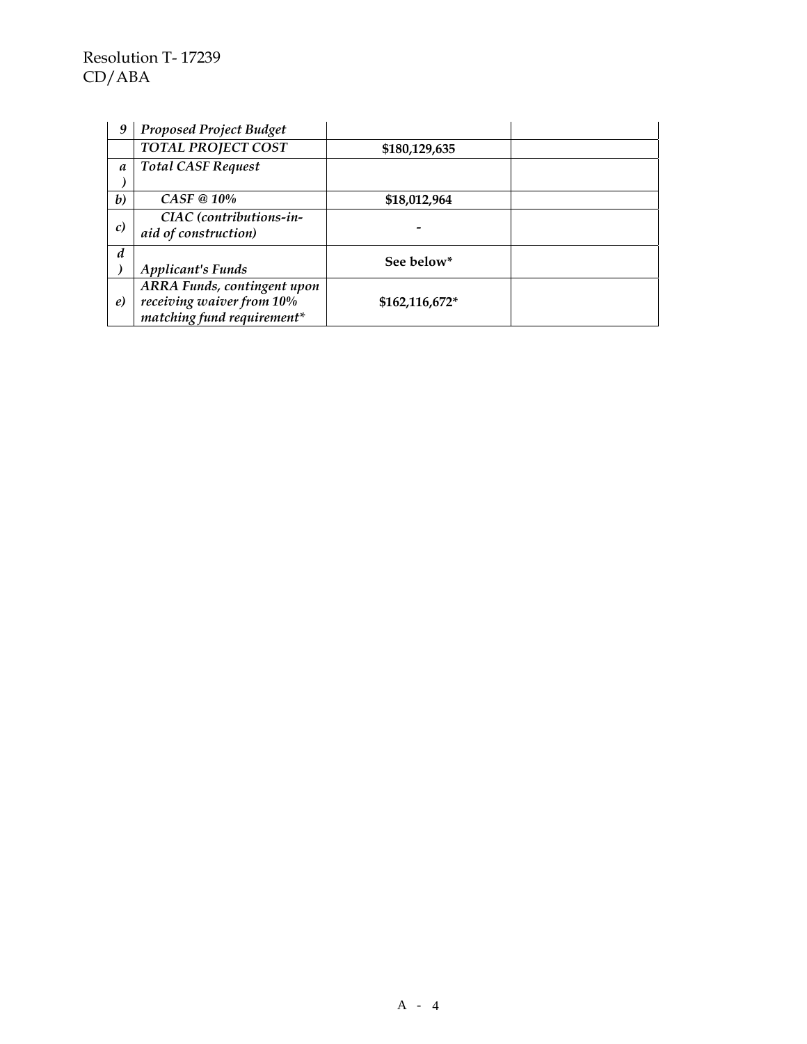| 9 | *Proposed Project Budget* | | |
|---|---|---|---|
| | *TOTAL PROJECT COST* | **$180,129,635** | |
| *a)* | *Total CASF Request* | | |
| *b)* | *CASF @ 10%* | **$18,012,964** | |
| *c)* | *CIAC (contributions-in-aid of construction)* | **-** | |
| *d)* | *Applicant's Funds* | **See below*** | |
| *e)* | *ARRA Funds, contingent upon receiving waiver from 10% matching fund requirement** | **$162,116,672*** | |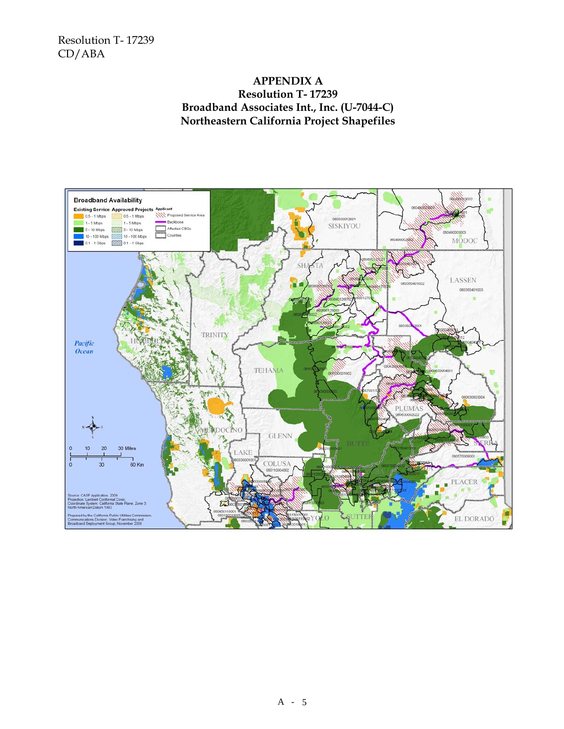# APPENDIX A

## Resolution T- 17239

## Broadband Associates Int., Inc. (U-7044-C)

## Northeastern California Project Shapefiles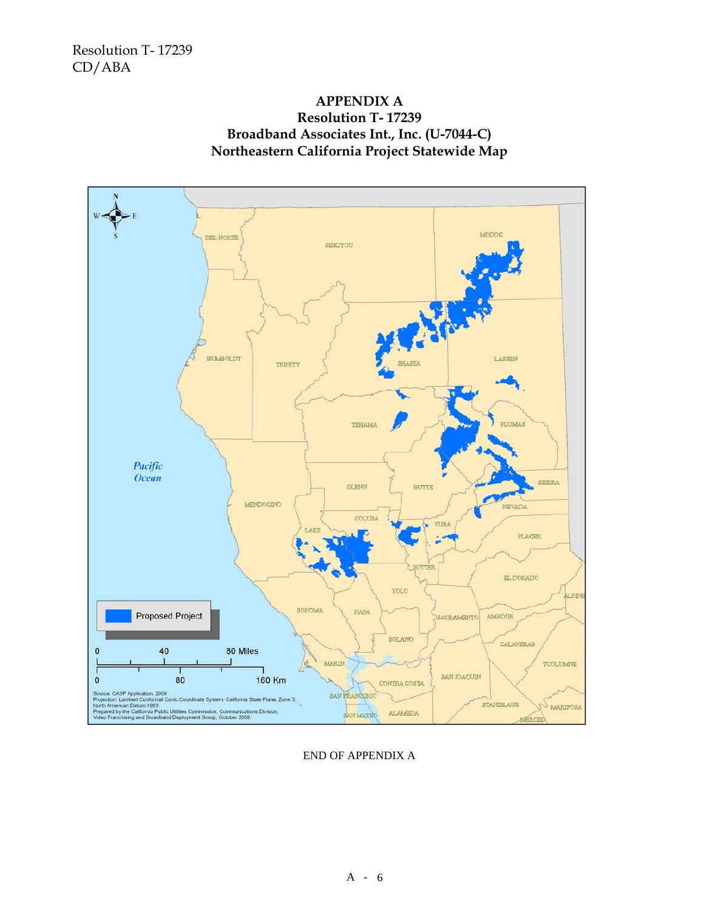Resolution T- 17239
CD/ABA

**APPENDIX A**
**Resolution T- 17239**
**Broadband Associates Int., Inc. (U-7044-C)**
**Northeastern California Project Statewide Map**

N
W E
S

DEL NORTE
SISKIYOU
MODOC
HUMBOLDT
TRINITY
SHASTA
LASSEN
TEHAMA
PLUMAS
Pacific Ocean
GLENN
BUTTE
SIERRA
MENDOCINO
NEVADA
COLUSA
YUBA
LAKE
PLACER
SUTTER
EL DORADO
YOLO
ALPINE
SONOMA
NAPA
SACRAMENTO
AMADOR
SOLANO
CALAVERAS
MARIN
TUOLUMNE
CONTRA COSTA
SAN JOAQUIN
SAN FRANCISCO
STANISLAUS
MARIPOSA
SAN MATEO
ALAMEDA
MERCED

Proposed Project

0 40 80 Miles
0 80 160 Km

Source: CASF Application, 2009
Projection: Lambert Conformal Conic,Coordinate System: California State Plane, Zone 3,
North American Datum 1983
Prepared by the California Public Utilities Commission, Communications Division,
Video Franchising and Broadband Deployment Group, October 2009

END OF APPENDIX A